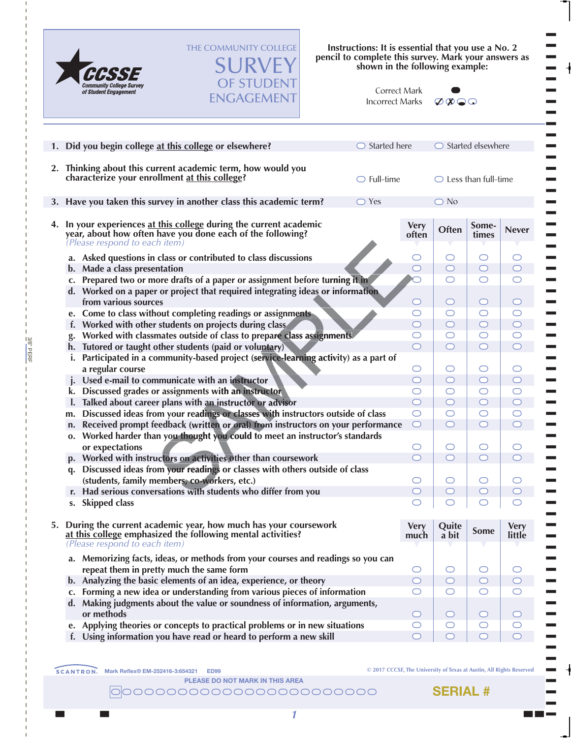# THE COMMUNITY COLLEGE SURVEY OF STUDENT ENGAGEMENT

CCSSE Community College Survey of Student Engagement

**Instructions: It is essential that you use a No. 2 pencil to complete this survey. Mark your answers as shown in the following example:**

Correct Mark ●
Incorrect Marks ✓ ✗ ◒ ◌

**1. Did you begin college at this college or elsewhere?** ○ Started here ○ Started elsewhere

**2. Thinking about this current academic term, how would you characterize your enrollment at this college?** ○ Full-time ○ Less than full-time

**3. Have you taken this survey in another class this academic term?** ○ Yes ○ No

**4. In your experiences at this college during the current academic year, about how often have you done each of the following?**
*(Please respond to each item)*

| | Very often | Often | Sometimes | Never |
|---|---|---|---|---|
| a. Asked questions in class or contributed to class discussions | ○ | ○ | ○ | ○ |
| b. Made a class presentation | ○ | ○ | ○ | ○ |
| c. Prepared two or more drafts of a paper or assignment before turning it in | ○ | ○ | ○ | ○ |
| d. Worked on a paper or project that required integrating ideas or information from various sources | ○ | ○ | ○ | ○ |
| e. Come to class without completing readings or assignments | ○ | ○ | ○ | ○ |
| f. Worked with other students on projects during class | ○ | ○ | ○ | ○ |
| g. Worked with classmates outside of class to prepare class assignments | ○ | ○ | ○ | ○ |
| h. Tutored or taught other students (paid or voluntary) | ○ | ○ | ○ | ○ |
| i. Participated in a community-based project (service-learning activity) as a part of a regular course | ○ | ○ | ○ | ○ |
| j. Used e-mail to communicate with an instructor | ○ | ○ | ○ | ○ |
| k. Discussed grades or assignments with an instructor | ○ | ○ | ○ | ○ |
| l. Talked about career plans with an instructor or advisor | ○ | ○ | ○ | ○ |
| m. Discussed ideas from your readings or classes with instructors outside of class | ○ | ○ | ○ | ○ |
| n. Received prompt feedback (written or oral) from instructors on your performance | ○ | ○ | ○ | ○ |
| o. Worked harder than you thought you could to meet an instructor's standards or expectations | ○ | ○ | ○ | ○ |
| p. Worked with instructors on activities other than coursework | ○ | ○ | ○ | ○ |
| q. Discussed ideas from your readings or classes with others outside of class (students, family members, co-workers, etc.) | ○ | ○ | ○ | ○ |
| r. Had serious conversations with students who differ from you | ○ | ○ | ○ | ○ |
| s. Skipped class | ○ | ○ | ○ | ○ |

**5. During the current academic year, how much has your coursework at this college emphasized the following mental activities?**
*(Please respond to each item)*

| | Very much | Quite a bit | Some | Very little |
|---|---|---|---|---|
| a. Memorizing facts, ideas, or methods from your courses and readings so you can repeat them in pretty much the same form | ○ | ○ | ○ | ○ |
| b. Analyzing the basic elements of an idea, experience, or theory | ○ | ○ | ○ | ○ |
| c. Forming a new idea or understanding from various pieces of information | ○ | ○ | ○ | ○ |
| d. Making judgments about the value or soundness of information, arguments, or methods | ○ | ○ | ○ | ○ |
| e. Applying theories or concepts to practical problems or in new situations | ○ | ○ | ○ | ○ |
| f. Using information you have read or heard to perform a new skill | ○ | ○ | ○ | ○ |

SCANTRON. Mark Reflex® EM-252416-3:654321 ED99

© 2017 CCSSE, The University of Texas at Austin, All Rights Reserved

PLEASE DO NOT MARK IN THIS AREA

SERIAL #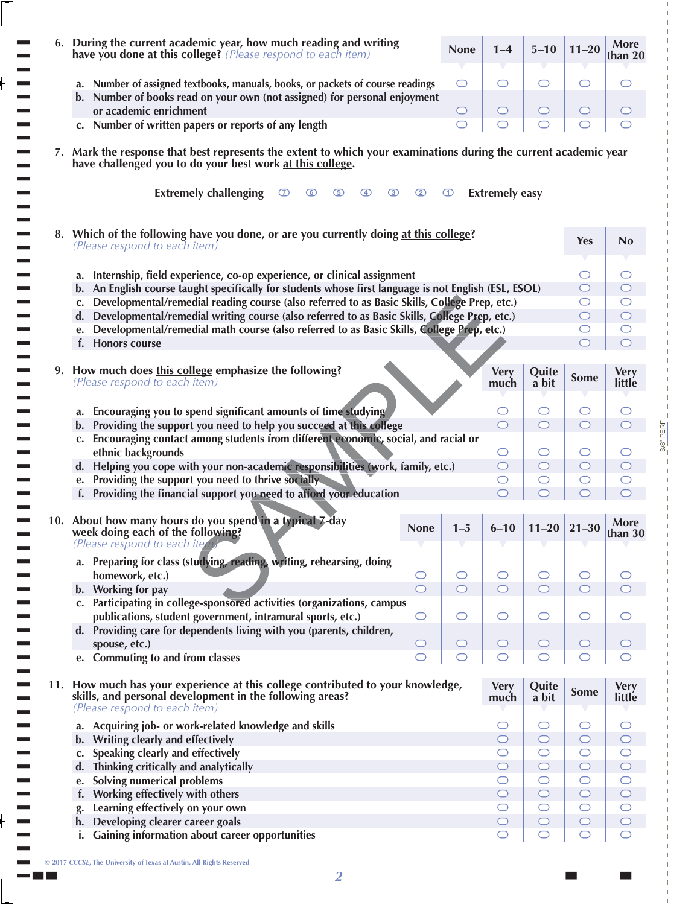6. During the current academic year, how much reading and writing have you done at this college? *(Please respond to each item)*

| | None | 1–4 | 5–10 | 11–20 | More than 20 |
|---|---|---|---|---|---|
| a. Number of assigned textbooks, manuals, books, or packets of course readings | ○ | ○ | ○ | ○ | ○ |
| b. Number of books read on your own (not assigned) for personal enjoyment or academic enrichment | ○ | ○ | ○ | ○ | ○ |
| c. Number of written papers or reports of any length | ○ | ○ | ○ | ○ | ○ |

7. Mark the response that best represents the extent to which your examinations during the current academic year have challenged you to do your best work at this college.

Extremely challenging ⑦ ⑥ ⑤ ④ ③ ② ① Extremely easy

8. Which of the following have you done, or are you currently doing at this college? *(Please respond to each item)*

| | Yes | No |
|---|---|---|
| a. Internship, field experience, co-op experience, or clinical assignment | ○ | ○ |
| b. An English course taught specifically for students whose first language is not English (ESL, ESOL) | ○ | ○ |
| c. Developmental/remedial reading course (also referred to as Basic Skills, College Prep, etc.) | ○ | ○ |
| d. Developmental/remedial writing course (also referred to as Basic Skills, College Prep, etc.) | ○ | ○ |
| e. Developmental/remedial math course (also referred to as Basic Skills, College Prep, etc.) | ○ | ○ |
| f. Honors course | ○ | ○ |

9. How much does this college emphasize the following? *(Please respond to each item)*

| | Very much | Quite a bit | Some | Very little |
|---|---|---|---|---|
| a. Encouraging you to spend significant amounts of time studying | ○ | ○ | ○ | ○ |
| b. Providing the support you need to help you succeed at this college | ○ | ○ | ○ | ○ |
| c. Encouraging contact among students from different economic, social, and racial or ethnic backgrounds | ○ | ○ | ○ | ○ |
| d. Helping you cope with your non-academic responsibilities (work, family, etc.) | ○ | ○ | ○ | ○ |
| e. Providing the support you need to thrive socially | ○ | ○ | ○ | ○ |
| f. Providing the financial support you need to afford your education | ○ | ○ | ○ | ○ |

10. About how many hours do you spend in a typical 7-day week doing each of the following? *(Please respond to each item)*

| | None | 1–5 | 6–10 | 11–20 | 21–30 | More than 30 |
|---|---|---|---|---|---|---|
| a. Preparing for class (studying, reading, writing, rehearsing, doing homework, etc.) | ○ | ○ | ○ | ○ | ○ | ○ |
| b. Working for pay | ○ | ○ | ○ | ○ | ○ | ○ |
| c. Participating in college-sponsored activities (organizations, campus publications, student government, intramural sports, etc.) | ○ | ○ | ○ | ○ | ○ | ○ |
| d. Providing care for dependents living with you (parents, children, spouse, etc.) | ○ | ○ | ○ | ○ | ○ | ○ |
| e. Commuting to and from classes | ○ | ○ | ○ | ○ | ○ | ○ |

11. How much has your experience at this college contributed to your knowledge, skills, and personal development in the following areas? *(Please respond to each item)*

| | Very much | Quite a bit | Some | Very little |
|---|---|---|---|---|
| a. Acquiring job- or work-related knowledge and skills | ○ | ○ | ○ | ○ |
| b. Writing clearly and effectively | ○ | ○ | ○ | ○ |
| c. Speaking clearly and effectively | ○ | ○ | ○ | ○ |
| d. Thinking critically and analytically | ○ | ○ | ○ | ○ |
| e. Solving numerical problems | ○ | ○ | ○ | ○ |
| f. Working effectively with others | ○ | ○ | ○ | ○ |
| g. Learning effectively on your own | ○ | ○ | ○ | ○ |
| h. Developing clearer career goals | ○ | ○ | ○ | ○ |
| i. Gaining information about career opportunities | ○ | ○ | ○ | ○ |

© 2017 CCCSE, The University of Texas at Austin, All Rights Reserved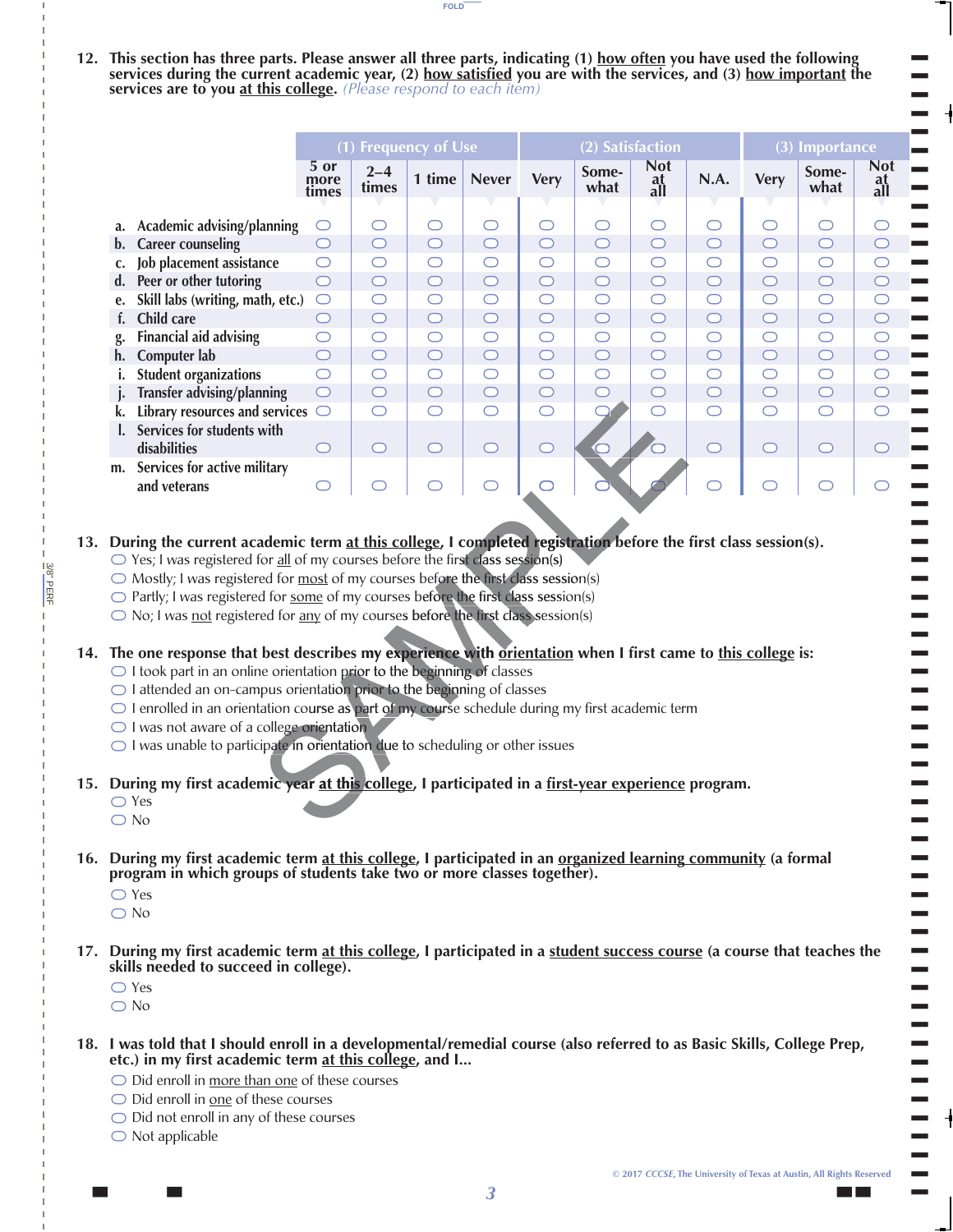12. **This section has three parts. Please answer all three parts, indicating (1) how often you have used the following services during the current academic year, (2) how satisfied you are with the services, and (3) how important the services are to you at this college.** *(Please respond to each item)*

| | (1) Frequency of Use | | | | (2) Satisfaction | | | | (3) Importance | | |
|---|---|---|---|---|---|---|---|---|---|---|---|
| | 5 or more times | 2–4 times | 1 time | Never | Very | Some-what | Not at all | N.A. | Very | Some-what | Not at all |
| a. Academic advising/planning | ○ | ○ | ○ | ○ | ○ | ○ | ○ | ○ | ○ | ○ | ○ |
| b. Career counseling | ○ | ○ | ○ | ○ | ○ | ○ | ○ | ○ | ○ | ○ | ○ |
| c. Job placement assistance | ○ | ○ | ○ | ○ | ○ | ○ | ○ | ○ | ○ | ○ | ○ |
| d. Peer or other tutoring | ○ | ○ | ○ | ○ | ○ | ○ | ○ | ○ | ○ | ○ | ○ |
| e. Skill labs (writing, math, etc.) | ○ | ○ | ○ | ○ | ○ | ○ | ○ | ○ | ○ | ○ | ○ |
| f. Child care | ○ | ○ | ○ | ○ | ○ | ○ | ○ | ○ | ○ | ○ | ○ |
| g. Financial aid advising | ○ | ○ | ○ | ○ | ○ | ○ | ○ | ○ | ○ | ○ | ○ |
| h. Computer lab | ○ | ○ | ○ | ○ | ○ | ○ | ○ | ○ | ○ | ○ | ○ |
| i. Student organizations | ○ | ○ | ○ | ○ | ○ | ○ | ○ | ○ | ○ | ○ | ○ |
| j. Transfer advising/planning | ○ | ○ | ○ | ○ | ○ | ○ | ○ | ○ | ○ | ○ | ○ |
| k. Library resources and services | ○ | ○ | ○ | ○ | ○ | ○ | ○ | ○ | ○ | ○ | ○ |
| l. Services for students with disabilities | ○ | ○ | ○ | ○ | ○ | ○ | ○ | ○ | ○ | ○ | ○ |
| m. Services for active military and veterans | ○ | ○ | ○ | ○ | ○ | ○ | ○ | ○ | ○ | ○ | ○ |

13. **During the current academic term at this college, I completed registration before the first class session(s).**
- ○ Yes; I was registered for all of my courses before the first class session(s)
- ○ Mostly; I was registered for most of my courses before the first class session(s)
- ○ Partly; I was registered for some of my courses before the first class session(s)
- ○ No; I was not registered for any of my courses before the first class session(s)

14. **The one response that best describes my experience with orientation when I first came to this college is:**
- ○ I took part in an online orientation prior to the beginning of classes
- ○ I attended an on-campus orientation prior to the beginning of classes
- ○ I enrolled in an orientation course as part of my course schedule during my first academic term
- ○ I was not aware of a college orientation
- ○ I was unable to participate in orientation due to scheduling or other issues

15. **During my first academic year at this college, I participated in a first-year experience program.**
- ○ Yes
- ○ No

16. **During my first academic term at this college, I participated in an organized learning community (a formal program in which groups of students take two or more classes together).**
- ○ Yes
- ○ No

17. **During my first academic term at this college, I participated in a student success course (a course that teaches the skills needed to succeed in college).**
- ○ Yes
- ○ No

18. **I was told that I should enroll in a developmental/remedial course (also referred to as Basic Skills, College Prep, etc.) in my first academic term at this college, and I...**
- ○ Did enroll in more than one of these courses
- ○ Did enroll in one of these courses
- ○ Did not enroll in any of these courses
- ○ Not applicable

© 2017 CCCSE, The University of Texas at Austin, All Rights Reserved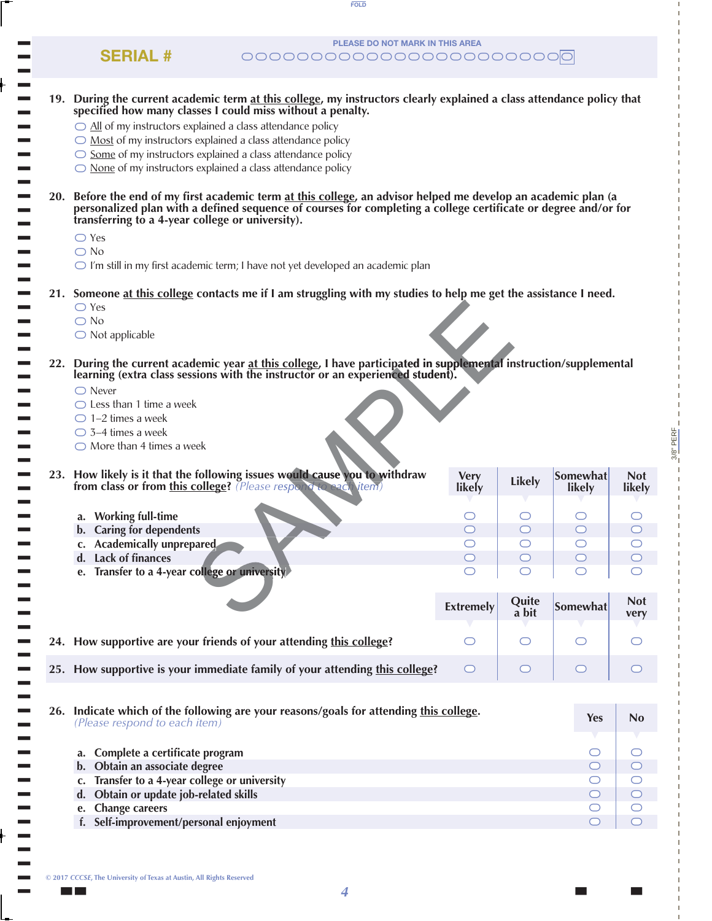SERIAL #

PLEASE DO NOT MARK IN THIS AREA

**19. During the current academic term <u>at this college</u>, my instructors clearly explained a class attendance policy that specified how many classes I could miss without a penalty.**

- <u>All</u> of my instructors explained a class attendance policy
- <u>Most</u> of my instructors explained a class attendance policy
- <u>Some</u> of my instructors explained a class attendance policy
- <u>None</u> of my instructors explained a class attendance policy

**20. Before the end of my first academic term <u>at this college</u>, an advisor helped me develop an academic plan (a personalized plan with a defined sequence of courses for completing a college certificate or degree and/or for transferring to a 4-year college or university).**

- Yes
- No
- I'm still in my first academic term; I have not yet developed an academic plan

**21. Someone <u>at this college</u> contacts me if I am struggling with my studies to help me get the assistance I need.**

- Yes
- No
- Not applicable

**22. During the current academic year <u>at this college</u>, I have participated in supplemental instruction/supplemental learning (extra class sessions with the instructor or an experienced student).**

- Never
- Less than 1 time a week
- 1–2 times a week
- 3–4 times a week
- More than 4 times a week

**23. How likely is it that the following issues would cause you to withdraw from class or from <u>this college</u>?** *(Please respond to each item)*

| | Very likely | Likely | Somewhat likely | Not likely |
|---|---|---|---|---|
| a. Working full-time | ○ | ○ | ○ | ○ |
| b. Caring for dependents | ○ | ○ | ○ | ○ |
| c. Academically unprepared | ○ | ○ | ○ | ○ |
| d. Lack of finances | ○ | ○ | ○ | ○ |
| e. Transfer to a 4-year college or university | ○ | ○ | ○ | ○ |

| | Extremely | Quite a bit | Somewhat | Not very |
|---|---|---|---|---|
| **24. How supportive are your friends of your attending <u>this college</u>?** | ○ | ○ | ○ | ○ |
| **25. How supportive is your immediate family of your attending <u>this college</u>?** | ○ | ○ | ○ | ○ |

**26. Indicate which of the following are your reasons/goals for attending <u>this college</u>.** *(Please respond to each item)*

| | Yes | No |
|---|---|---|
| a. Complete a certificate program | ○ | ○ |
| b. Obtain an associate degree | ○ | ○ |
| c. Transfer to a 4-year college or university | ○ | ○ |
| d. Obtain or update job-related skills | ○ | ○ |
| e. Change careers | ○ | ○ |
| f. Self-improvement/personal enjoyment | ○ | ○ |

© 2017 CCCSE, The University of Texas at Austin, All Rights Reserved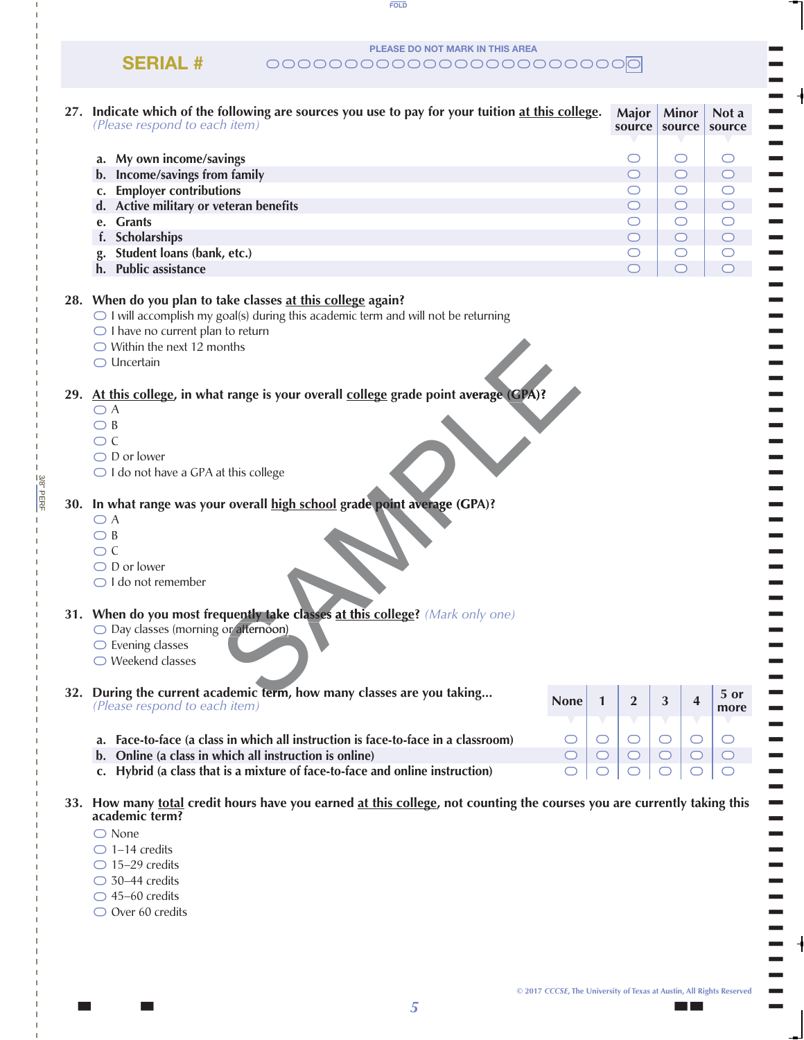SERIAL #

PLEASE DO NOT MARK IN THIS AREA

**27. Indicate which of the following are sources you use to pay for your tuition at this college.** *(Please respond to each item)*

| | Major source | Minor source | Not a source |
|---|---|---|---|
| a. My own income/savings | ⬭ | ⬭ | ⬭ |
| b. Income/savings from family | ⬭ | ⬭ | ⬭ |
| c. Employer contributions | ⬭ | ⬭ | ⬭ |
| d. Active military or veteran benefits | ⬭ | ⬭ | ⬭ |
| e. Grants | ⬭ | ⬭ | ⬭ |
| f. Scholarships | ⬭ | ⬭ | ⬭ |
| g. Student loans (bank, etc.) | ⬭ | ⬭ | ⬭ |
| h. Public assistance | ⬭ | ⬭ | ⬭ |

**28. When do you plan to take classes at this college again?**
- ⬭ I will accomplish my goal(s) during this academic term and will not be returning
- ⬭ I have no current plan to return
- ⬭ Within the next 12 months
- ⬭ Uncertain

**29. At this college, in what range is your overall college grade point average (GPA)?**
- ⬭ A
- ⬭ B
- ⬭ C
- ⬭ D or lower
- ⬭ I do not have a GPA at this college

**30. In what range was your overall high school grade point average (GPA)?**
- ⬭ A
- ⬭ B
- ⬭ C
- ⬭ D or lower
- ⬭ I do not remember

**31. When do you most frequently take classes at this college?** *(Mark only one)*
- ⬭ Day classes (morning or afternoon)
- ⬭ Evening classes
- ⬭ Weekend classes

**32. During the current academic term, how many classes are you taking...** *(Please respond to each item)*

| | None | 1 | 2 | 3 | 4 | 5 or more |
|---|---|---|---|---|---|---|
| a. Face-to-face (a class in which all instruction is face-to-face in a classroom) | ⬭ | ⬭ | ⬭ | ⬭ | ⬭ | ⬭ |
| b. Online (a class in which all instruction is online) | ⬭ | ⬭ | ⬭ | ⬭ | ⬭ | ⬭ |
| c. Hybrid (a class that is a mixture of face-to-face and online instruction) | ⬭ | ⬭ | ⬭ | ⬭ | ⬭ | ⬭ |

**33. How many total credit hours have you earned at this college, not counting the courses you are currently taking this academic term?**
- ⬭ None
- ⬭ 1–14 credits
- ⬭ 15–29 credits
- ⬭ 30–44 credits
- ⬭ 45–60 credits
- ⬭ Over 60 credits

© 2017 CCCSE, The University of Texas at Austin, All Rights Reserved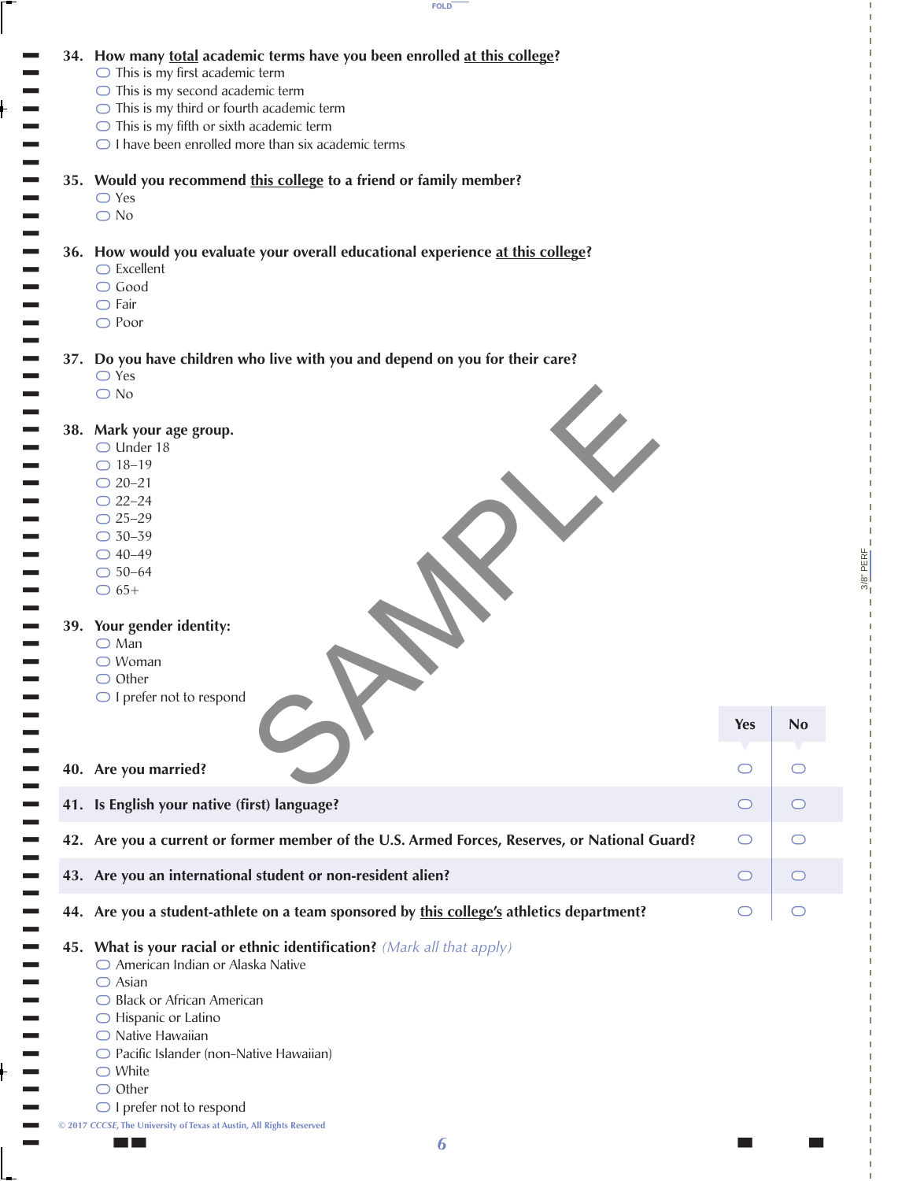**34. How many total academic terms have you been enrolled at this college?**
- ◯ This is my first academic term
- ◯ This is my second academic term
- ◯ This is my third or fourth academic term
- ◯ This is my fifth or sixth academic term
- ◯ I have been enrolled more than six academic terms

**35. Would you recommend this college to a friend or family member?**
- ◯ Yes
- ◯ No

**36. How would you evaluate your overall educational experience at this college?**
- ◯ Excellent
- ◯ Good
- ◯ Fair
- ◯ Poor

**37. Do you have children who live with you and depend on you for their care?**
- ◯ Yes
- ◯ No

**38. Mark your age group.**
- ◯ Under 18
- ◯ 18–19
- ◯ 20–21
- ◯ 22–24
- ◯ 25–29
- ◯ 30–39
- ◯ 40–49
- ◯ 50–64
- ◯ 65+

**39. Your gender identity:**
- ◯ Man
- ◯ Woman
- ◯ Other
- ◯ I prefer not to respond

| | Yes | No |
|---|---|---|
| **40. Are you married?** | ◯ | ◯ |
| **41. Is English your native (first) language?** | ◯ | ◯ |
| **42. Are you a current or former member of the U.S. Armed Forces, Reserves, or National Guard?** | ◯ | ◯ |
| **43. Are you an international student or non-resident alien?** | ◯ | ◯ |
| **44. Are you a student-athlete on a team sponsored by this college's athletics department?** | ◯ | ◯ |

**45. What is your racial or ethnic identification?** *(Mark all that apply)*
- ◯ American Indian or Alaska Native
- ◯ Asian
- ◯ Black or African American
- ◯ Hispanic or Latino
- ◯ Native Hawaiian
- ◯ Pacific Islander (non-Native Hawaiian)
- ◯ White
- ◯ Other
- ◯ I prefer not to respond

© 2017 CCCSE, The University of Texas at Austin, All Rights Reserved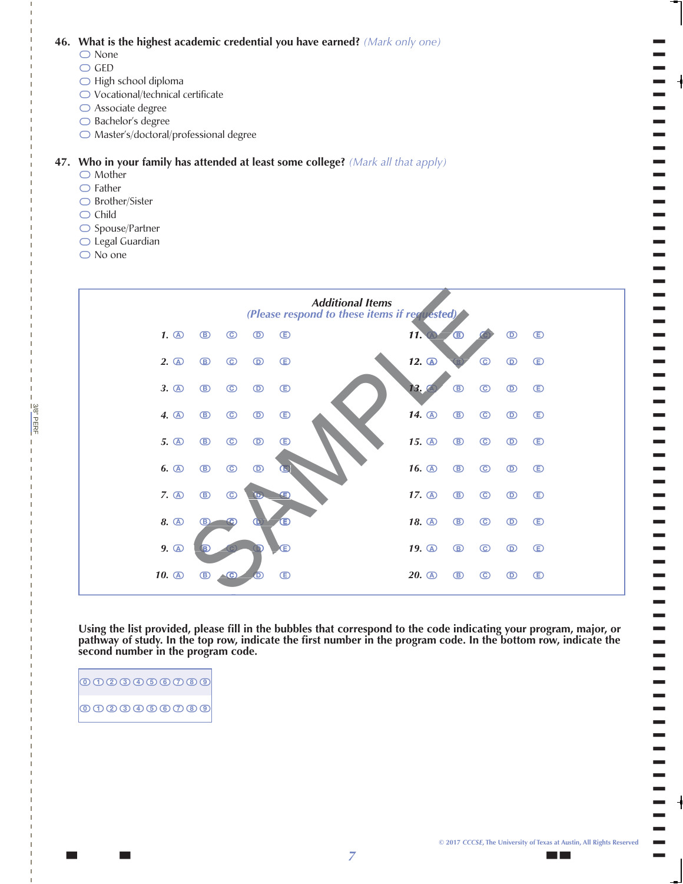**46. What is the highest academic credential you have earned?** *(Mark only one)*

- ⬭ None
- ⬭ GED
- ⬭ High school diploma
- ⬭ Vocational/technical certificate
- ⬭ Associate degree
- ⬭ Bachelor's degree
- ⬭ Master's/doctoral/professional degree

**47. Who in your family has attended at least some college?** *(Mark all that apply)*

- ⬭ Mother
- ⬭ Father
- ⬭ Brother/Sister
- ⬭ Child
- ⬭ Spouse/Partner
- ⬭ Legal Guardian
- ⬭ No one

***Additional Items***

*(Please respond to these items if requested)*

| | | | | | | | | | | |
|---|---|---|---|---|---|---|---|---|---|---|
| **1.** | Ⓐ | Ⓑ | Ⓒ | Ⓓ | Ⓔ | **11.** | Ⓐ | Ⓑ | Ⓒ | Ⓓ | Ⓔ |
| **2.** | Ⓐ | Ⓑ | Ⓒ | Ⓓ | Ⓔ | **12.** | Ⓐ | Ⓑ | Ⓒ | Ⓓ | Ⓔ |
| **3.** | Ⓐ | Ⓑ | Ⓒ | Ⓓ | Ⓔ | **13.** | Ⓐ | Ⓑ | Ⓒ | Ⓓ | Ⓔ |
| **4.** | Ⓐ | Ⓑ | Ⓒ | Ⓓ | Ⓔ | **14.** | Ⓐ | Ⓑ | Ⓒ | Ⓓ | Ⓔ |
| **5.** | Ⓐ | Ⓑ | Ⓒ | Ⓓ | Ⓔ | **15.** | Ⓐ | Ⓑ | Ⓒ | Ⓓ | Ⓔ |
| **6.** | Ⓐ | Ⓑ | Ⓒ | Ⓓ | Ⓔ | **16.** | Ⓐ | Ⓑ | Ⓒ | Ⓓ | Ⓔ |
| **7.** | Ⓐ | Ⓑ | Ⓒ | Ⓓ | Ⓔ | **17.** | Ⓐ | Ⓑ | Ⓒ | Ⓓ | Ⓔ |
| **8.** | Ⓐ | Ⓑ | Ⓒ | Ⓓ | Ⓔ | **18.** | Ⓐ | Ⓑ | Ⓒ | Ⓓ | Ⓔ |
| **9.** | Ⓐ | Ⓑ | Ⓒ | Ⓓ | Ⓔ | **19.** | Ⓐ | Ⓑ | Ⓒ | Ⓓ | Ⓔ |
| **10.** | Ⓐ | Ⓑ | Ⓒ | Ⓓ | Ⓔ | **20.** | Ⓐ | Ⓑ | Ⓒ | Ⓓ | Ⓔ |

SAMPLE

**Using the list provided, please fill in the bubbles that correspond to the code indicating your program, major, or pathway of study. In the top row, indicate the first number in the program code. In the bottom row, indicate the second number in the program code.**

⓪ ① ② ③ ④ ⑤ ⑥ ⑦ ⑧ ⑨

⓪ ① ② ③ ④ ⑤ ⑥ ⑦ ⑧ ⑨

© 2017 CCCSE, The University of Texas at Austin, All Rights Reserved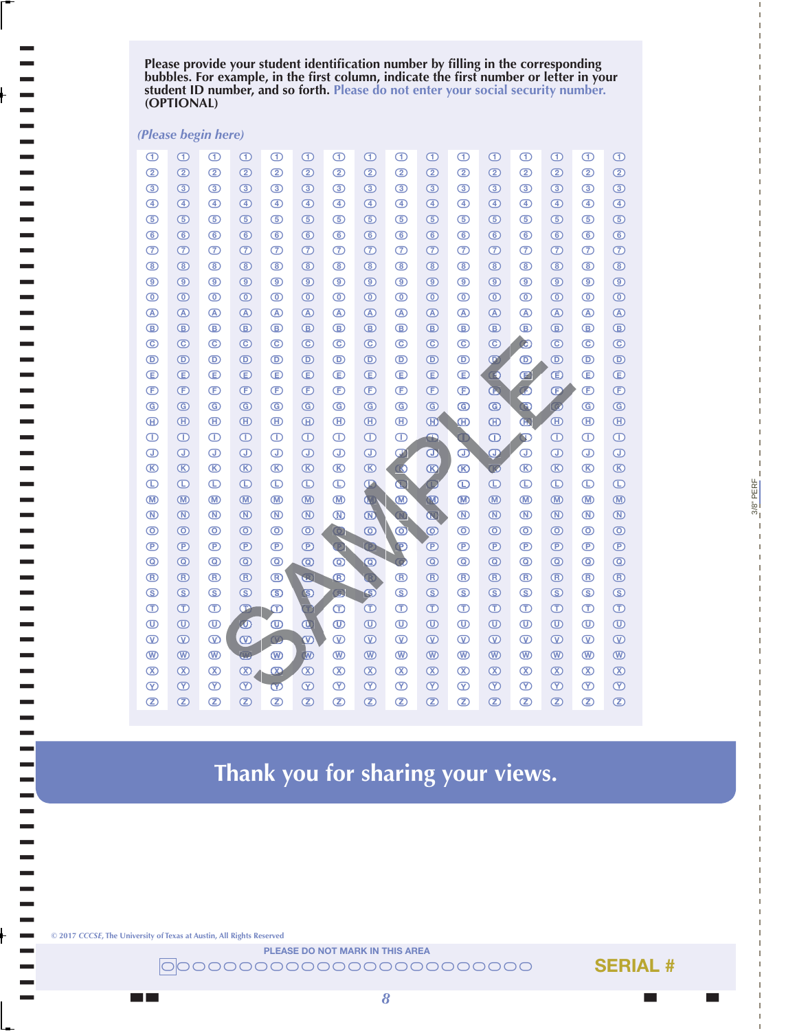**Please provide your student identification number by filling in the corresponding bubbles. For example, in the first column, indicate the first number or letter in your student ID number, and so forth.** Please do not enter your social security number. **(OPTIONAL)**

*(Please begin here)*

| | | | | | | | | | | | | | | | |
|---|---|---|---|---|---|---|---|---|---|---|---|---|---|---|---|
| 1 | 1 | 1 | 1 | 1 | 1 | 1 | 1 | 1 | 1 | 1 | 1 | 1 | 1 | 1 | 1 |
| 2 | 2 | 2 | 2 | 2 | 2 | 2 | 2 | 2 | 2 | 2 | 2 | 2 | 2 | 2 | 2 |
| 3 | 3 | 3 | 3 | 3 | 3 | 3 | 3 | 3 | 3 | 3 | 3 | 3 | 3 | 3 | 3 |
| 4 | 4 | 4 | 4 | 4 | 4 | 4 | 4 | 4 | 4 | 4 | 4 | 4 | 4 | 4 | 4 |
| 5 | 5 | 5 | 5 | 5 | 5 | 5 | 5 | 5 | 5 | 5 | 5 | 5 | 5 | 5 | 5 |
| 6 | 6 | 6 | 6 | 6 | 6 | 6 | 6 | 6 | 6 | 6 | 6 | 6 | 6 | 6 | 6 |
| 7 | 7 | 7 | 7 | 7 | 7 | 7 | 7 | 7 | 7 | 7 | 7 | 7 | 7 | 7 | 7 |
| 8 | 8 | 8 | 8 | 8 | 8 | 8 | 8 | 8 | 8 | 8 | 8 | 8 | 8 | 8 | 8 |
| 9 | 9 | 9 | 9 | 9 | 9 | 9 | 9 | 9 | 9 | 9 | 9 | 9 | 9 | 9 | 9 |
| 0 | 0 | 0 | 0 | 0 | 0 | 0 | 0 | 0 | 0 | 0 | 0 | 0 | 0 | 0 | 0 |
| A | A | A | A | A | A | A | A | A | A | A | A | A | A | A | A |
| B | B | B | B | B | B | B | B | B | B | B | B | B | B | B | B |
| C | C | C | C | C | C | C | C | C | C | C | C | C | C | C | C |
| D | D | D | D | D | D | D | D | D | D | D | D | D | D | D | D |
| E | E | E | E | E | E | E | E | E | E | E | E | E | E | E | E |
| F | F | F | F | F | F | F | F | F | F | F | F | F | F | F | F |
| G | G | G | G | G | G | G | G | G | G | G | G | G | G | G | G |
| H | H | H | H | H | H | H | H | H | H | H | H | H | H | H | H |
| I | I | I | I | I | I | I | I | I | I | I | I | I | I | I | I |
| J | J | J | J | J | J | J | J | J | J | J | J | J | J | J | J |
| K | K | K | K | K | K | K | K | K | K | K | K | K | K | K | K |
| L | L | L | L | L | L | L | L | L | L | L | L | L | L | L | L |
| M | M | M | M | M | M | M | M | M | M | M | M | M | M | M | M |
| N | N | N | N | N | N | N | N | N | N | N | N | N | N | N | N |
| O | O | O | O | O | O | O | O | O | O | O | O | O | O | O | O |
| P | P | P | P | P | P | P | P | P | P | P | P | P | P | P | P |
| Q | Q | Q | Q | Q | Q | Q | Q | Q | Q | Q | Q | Q | Q | Q | Q |
| R | R | R | R | R | R | R | R | R | R | R | R | R | R | R | R |
| S | S | S | S | S | S | S | S | S | S | S | S | S | S | S | S |
| T | T | T | T | T | T | T | T | T | T | T | T | T | T | T | T |
| U | U | U | U | U | U | U | U | U | U | U | U | U | U | U | U |
| V | V | V | V | V | V | V | V | V | V | V | V | V | V | V | V |
| W | W | W | W | W | W | W | W | W | W | W | W | W | W | W | W |
| X | X | X | X | X | X | X | X | X | X | X | X | X | X | X | X |
| Y | Y | Y | Y | Y | Y | Y | Y | Y | Y | Y | Y | Y | Y | Y | Y |
| Z | Z | Z | Z | Z | Z | Z | Z | Z | Z | Z | Z | Z | Z | Z | Z |

SAMPLE

# Thank you for sharing your views.

© 2017 CCCSE, The University of Texas at Austin, All Rights Reserved

PLEASE DO NOT MARK IN THIS AREA

SERIAL #